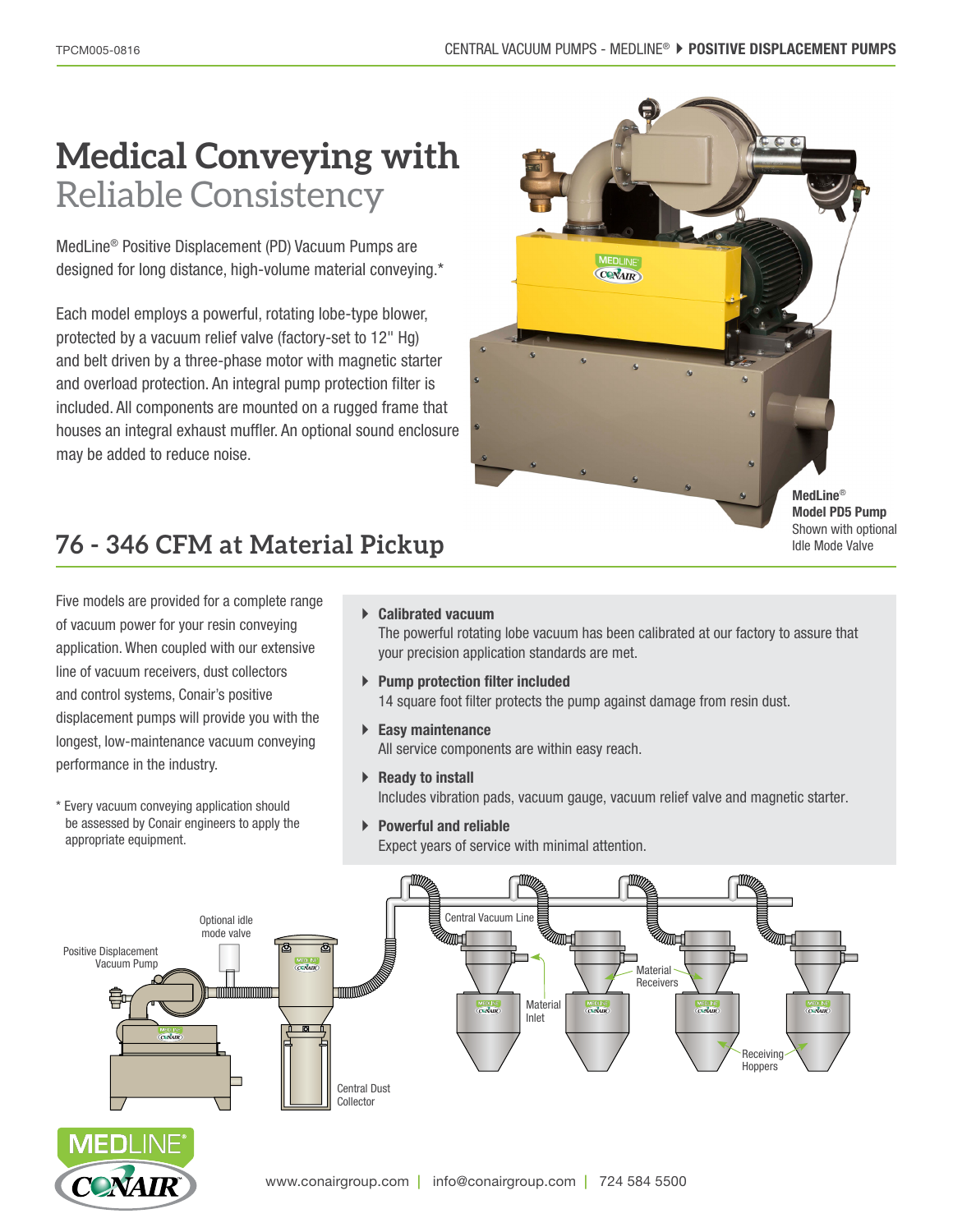# Medical Conveying with Reliable Consistency

MedLine® Positive Displacement (PD) Vacuum Pumps are designed for long distance, high-volume material conveying.*

Each model employs a powerful, rotating lobe-type blower, protected by a vacuum relief valve (factory-set to 12" Hg) and belt driven by a three-phase motor with magnetic starter and overload protection. An integral pump protection filter is included. All components are mounted on a rugged frame that houses an integral exhaust muffler. An optional sound enclosure may be added to reduce noise.

**MedLine® Model PD5 Pump**
Shown with optional Idle Mode Valve

## 76 - 346 CFM at Material Pickup

Five models are provided for a complete range of vacuum power for your resin conveying application. When coupled with our extensive line of vacuum receivers, dust collectors and control systems, Conair's positive displacement pumps will provide you with the longest, low-maintenance vacuum conveying performance in the industry.

\* Every vacuum conveying application should be assessed by Conair engineers to apply the appropriate equipment.

- **Calibrated vacuum**
  The powerful rotating lobe vacuum has been calibrated at our factory to assure that your precision application standards are met.
- **Pump protection filter included**
  14 square foot filter protects the pump against damage from resin dust.
- **Easy maintenance**
  All service components are within easy reach.
- **Ready to install**
  Includes vibration pads, vacuum gauge, vacuum relief valve and magnetic starter.
- **Powerful and reliable**
  Expect years of service with minimal attention.

Positive Displacement Vacuum Pump | Optional idle mode valve | Central Dust Collector | Central Vacuum Line | Material Inlet | Material Receivers | Receiving Hoppers

www.conairgroup.com | info@conairgroup.com | 724 584 5500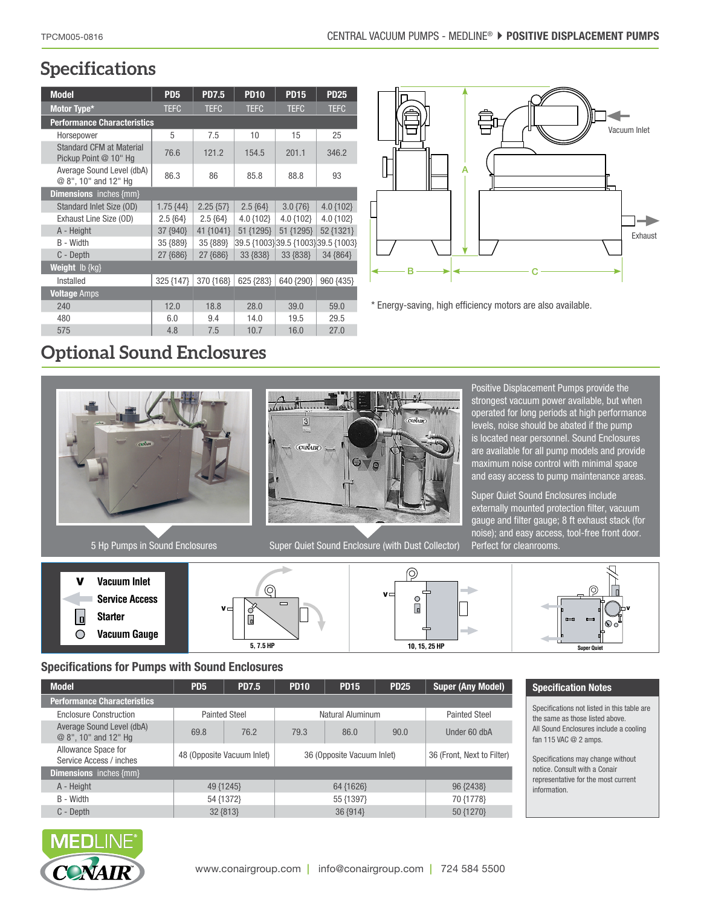## Specifications

| Model | PD5 | PD7.5 | PD10 | PD15 | PD25 |
|---|---|---|---|---|---|
| Motor Type* | TEFC | TEFC | TEFC | TEFC | TEFC |
| **Performance Characteristics** | | | | | |
| Horsepower | 5 | 7.5 | 10 | 15 | 25 |
| Standard CFM at Material Pickup Point @ 10" Hg | 76.6 | 121.2 | 154.5 | 201.1 | 346.2 |
| Average Sound Level (dbA) @ 8", 10" and 12" Hg | 86.3 | 86 | 85.8 | 88.8 | 93 |
| **Dimensions** inches {mm} | | | | | |
| Standard Inlet Size (OD) | 1.75 {44} | 2.25 {57} | 2.5 {64} | 3.0 {76} | 4.0 {102} |
| Exhaust Line Size (OD) | 2.5 {64} | 2.5 {64} | 4.0 {102} | 4.0 {102} | 4.0 {102} |
| A - Height | 37 {940} | 41 {1041} | 51 {1295} | 51 {1295} | 52 {1321} |
| B - Width | 35 {889} | 35 {889} | 39.5 {1003} | 39.5 {1003} | 39.5 {1003} |
| C - Depth | 27 {686} | 27 {686} | 33 {838} | 33 {838} | 34 {864} |
| **Weight** lb {kg} | | | | | |
| Installed | 325 {147} | 370 {168} | 625 {283} | 640 {290} | 960 {435} |
| **Voltage** Amps | | | | | |
| 240 | 12.0 | 18.8 | 28.0 | 39.0 | 59.0 |
| 480 | 6.0 | 9.4 | 14.0 | 19.5 | 29.5 |
| 575 | 4.8 | 7.5 | 10.7 | 16.0 | 27.0 |

Vacuum Inlet

A

Exhaust

B

C

* Energy-saving, high efficiency motors are also available.

## Optional Sound Enclosures

5 Hp Pumps in Sound Enclosures

Super Quiet Sound Enclosure (with Dust Collector)

Positive Displacement Pumps provide the strongest vacuum power available, but when operated for long periods at high performance levels, noise should be abated if the pump is located near personnel. Sound Enclosures are available for all pump models and provide maximum noise control with minimal space and easy access to pump maintenance areas.

Super Quiet Sound Enclosures include externally mounted protection filter, vacuum gauge and filter gauge; 8 ft exhaust stack (for noise); and easy access, tool-free front door. Perfect for cleanrooms.

V Vacuum Inlet
Service Access
Starter
Vacuum Gauge

5, 7.5 HP

10, 15, 25 HP

Super Quiet

### Specifications for Pumps with Sound Enclosures

| Model | PD5 | PD7.5 | PD10 | PD15 | PD25 | Super (Any Model) |
|---|---|---|---|---|---|---|
| **Performance Characteristics** | | | | | | |
| Enclosure Construction | Painted Steel | | Natural Aluminum | | | Painted Steel |
| Average Sound Level (dbA) @ 8", 10" and 12" Hg | 69.8 | 76.2 | 79.3 | 86.0 | 90.0 | Under 60 dbA |
| Allowance Space for Service Access / inches | 48 (Opposite Vacuum Inlet) | | 36 (Opposite Vacuum Inlet) | | | 36 (Front, Next to Filter) |
| **Dimensions** inches {mm} | | | | | | |
| A - Height | 49 {1245} | | 64 {1626} | | | 96 {2438} |
| B - Width | 54 {1372} | | 55 {1397} | | | 70 {1778} |
| C - Depth | 32 {813} | | 36 {914} | | | 50 {1270} |

### Specification Notes

Specifications not listed in this table are the same as those listed above.
All Sound Enclosures include a cooling fan 115 VAC @ 2 amps.

Specifications may change without notice. Consult with a Conair representative for the most current information.

MEDLINE® CONAIR

www.conairgroup.com | info@conairgroup.com | 724 584 5500